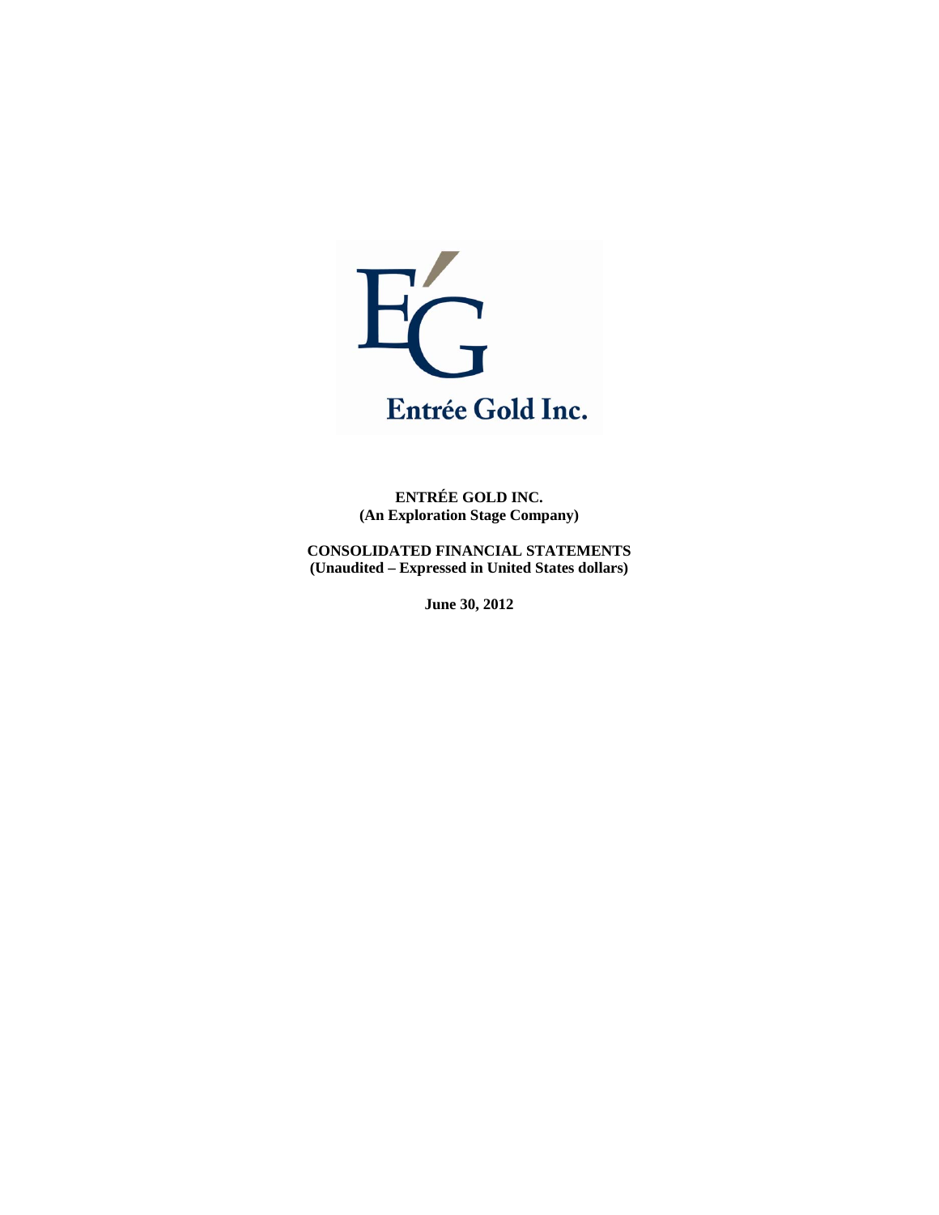Entrée Gold Inc.

**ENTRÉE GOLD INC.**
**(An Exploration Stage Company)**

**CONSOLIDATED FINANCIAL STATEMENTS**
**(Unaudited – Expressed in United States dollars)**

**June 30, 2012**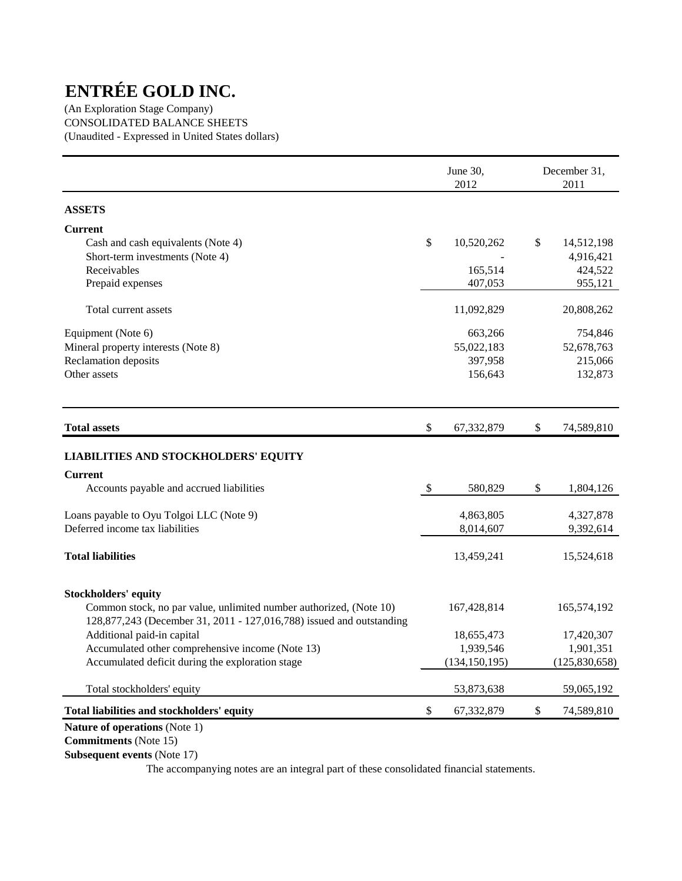# ENTRÉE GOLD INC.

(An Exploration Stage Company)
CONSOLIDATED BALANCE SHEETS
(Unaudited - Expressed in United States dollars)

| | June 30, 2012 | December 31, 2011 |
|---|---|---|
| **ASSETS** | | |
| **Current** | | |
| Cash and cash equivalents (Note 4) | $ 10,520,262 | $ 14,512,198 |
| Short-term investments (Note 4) | - | 4,916,421 |
| Receivables | 165,514 | 424,522 |
| Prepaid expenses | 407,053 | 955,121 |
| Total current assets | 11,092,829 | 20,808,262 |
| Equipment (Note 6) | 663,266 | 754,846 |
| Mineral property interests (Note 8) | 55,022,183 | 52,678,763 |
| Reclamation deposits | 397,958 | 215,066 |
| Other assets | 156,643 | 132,873 |
| **Total assets** | $ 67,332,879 | $ 74,589,810 |
| **LIABILITIES AND STOCKHOLDERS' EQUITY** | | |
| **Current** | | |
| Accounts payable and accrued liabilities | $ 580,829 | $ 1,804,126 |
| Loans payable to Oyu Tolgoi LLC (Note 9) | 4,863,805 | 4,327,878 |
| Deferred income tax liabilities | 8,014,607 | 9,392,614 |
| **Total liabilities** | 13,459,241 | 15,524,618 |
| **Stockholders' equity** | | |
| Common stock, no par value, unlimited number authorized, (Note 10) 128,877,243 (December 31, 2011 - 127,016,788) issued and outstanding | 167,428,814 | 165,574,192 |
| Additional paid-in capital | 18,655,473 | 17,420,307 |
| Accumulated other comprehensive income (Note 13) | 1,939,546 | 1,901,351 |
| Accumulated deficit during the exploration stage | (134,150,195) | (125,830,658) |
| Total stockholders' equity | 53,873,638 | 59,065,192 |
| **Total liabilities and stockholders' equity** | $ 67,332,879 | $ 74,589,810 |

**Nature of operations** (Note 1)
**Commitments** (Note 15)
**Subsequent events** (Note 17)

The accompanying notes are an integral part of these consolidated financial statements.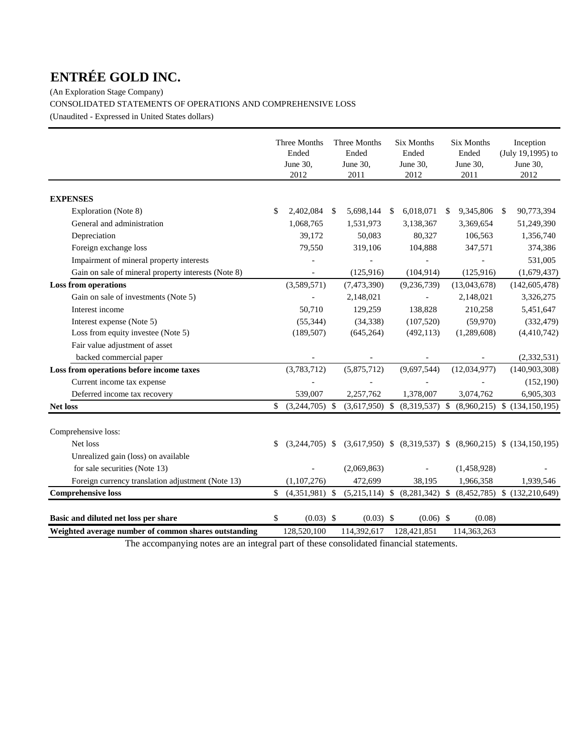# ENTRÉE GOLD INC.

(An Exploration Stage Company)

CONSOLIDATED STATEMENTS OF OPERATIONS AND COMPREHENSIVE LOSS

(Unaudited - Expressed in United States dollars)

| | Three Months Ended June 30, 2012 | Three Months Ended June 30, 2011 | Six Months Ended June 30, 2012 | Six Months Ended June 30, 2011 | Inception (July 19,1995) to June 30, 2012 |
|---|---|---|---|---|---|
| **EXPENSES** | | | | | |
| Exploration (Note 8) | $ 2,402,084 | $ 5,698,144 | $ 6,018,071 | $ 9,345,806 | $ 90,773,394 |
| General and administration | 1,068,765 | 1,531,973 | 3,138,367 | 3,369,654 | 51,249,390 |
| Depreciation | 39,172 | 50,083 | 80,327 | 106,563 | 1,356,740 |
| Foreign exchange loss | 79,550 | 319,106 | 104,888 | 347,571 | 374,386 |
| Impairment of mineral property interests | - | - | - | - | 531,005 |
| Gain on sale of mineral property interests (Note 8) | - | (125,916) | (104,914) | (125,916) | (1,679,437) |
| **Loss from operations** | (3,589,571) | (7,473,390) | (9,236,739) | (13,043,678) | (142,605,478) |
| Gain on sale of investments (Note 5) | - | 2,148,021 | - | 2,148,021 | 3,326,275 |
| Interest income | 50,710 | 129,259 | 138,828 | 210,258 | 5,451,647 |
| Interest expense (Note 5) | (55,344) | (34,338) | (107,520) | (59,970) | (332,479) |
| Loss from equity investee (Note 5) | (189,507) | (645,264) | (492,113) | (1,289,608) | (4,410,742) |
| Fair value adjustment of asset backed commercial paper | - | - | - | - | (2,332,531) |
| **Loss from operations before income taxes** | (3,783,712) | (5,875,712) | (9,697,544) | (12,034,977) | (140,903,308) |
| Current income tax expense | - | - | - | - | (152,190) |
| Deferred income tax recovery | 539,007 | 2,257,762 | 1,378,007 | 3,074,762 | 6,905,303 |
| **Net loss** | $ (3,244,705) | $ (3,617,950) | $ (8,319,537) | $ (8,960,215) | $ (134,150,195) |
| Comprehensive loss: | | | | | |
| Net loss | $ (3,244,705) | $ (3,617,950) | $ (8,319,537) | $ (8,960,215) | $ (134,150,195) |
| Unrealized gain (loss) on available for sale securities (Note 13) | - | (2,069,863) | - | (1,458,928) | - |
| Foreign currency translation adjustment (Note 13) | (1,107,276) | 472,699 | 38,195 | 1,966,358 | 1,939,546 |
| **Comprehensive loss** | $ (4,351,981) | $ (5,215,114) | $ (8,281,342) | $ (8,452,785) | $ (132,210,649) |
| **Basic and diluted net loss per share** | $ (0.03) | $ (0.03) | $ (0.06) | $ (0.08) | |
| **Weighted average number of common shares outstanding** | 128,520,100 | 114,392,617 | 128,421,851 | 114,363,263 | |

The accompanying notes are an integral part of these consolidated financial statements.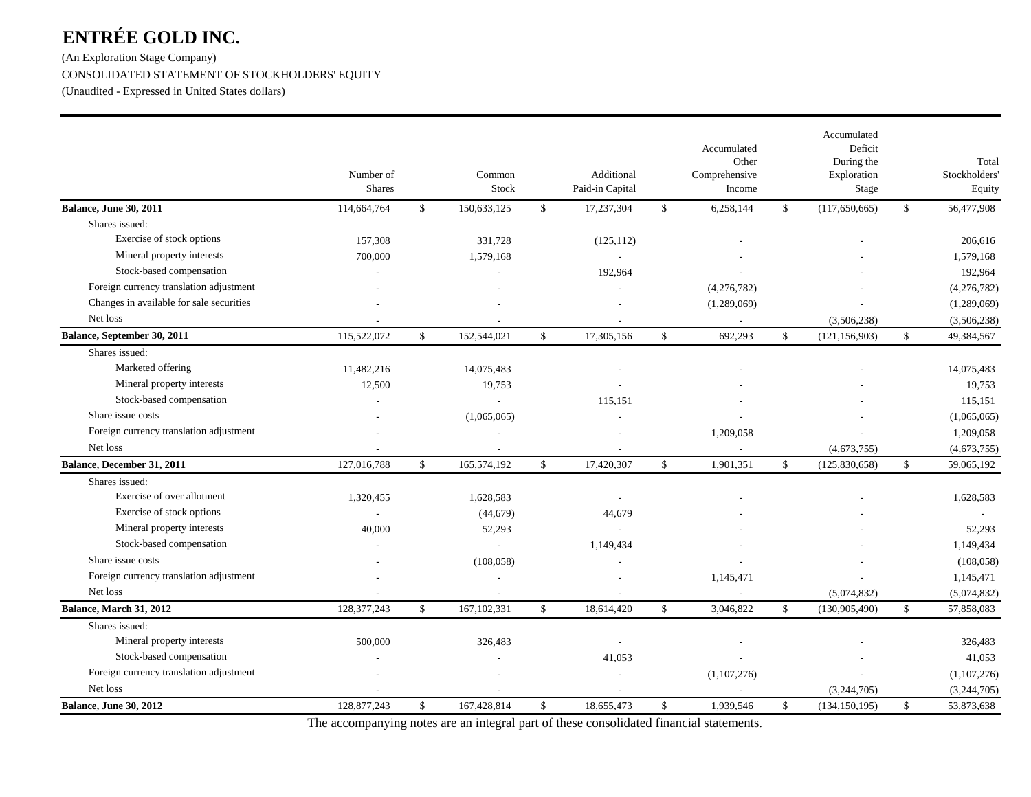# ENTRÉE GOLD INC.

(An Exploration Stage Company)

CONSOLIDATED STATEMENT OF STOCKHOLDERS' EQUITY

(Unaudited - Expressed in United States dollars)

| | Number of Shares | Common Stock | Additional Paid-in Capital | Accumulated Other Comprehensive Income | Accumulated Deficit During the Exploration Stage | Total Stockholders' Equity |
|---|---|---|---|---|---|---|
| **Balance, June 30, 2011** | 114,664,764 | $ 150,633,125 | $ 17,237,304 | $ 6,258,144 | $ (117,650,665) | $ 56,477,908 |
| Shares issued: | | | | | | |
| Exercise of stock options | 157,308 | 331,728 | (125,112) | - | - | 206,616 |
| Mineral property interests | 700,000 | 1,579,168 | - | - | - | 1,579,168 |
| Stock-based compensation | - | - | 192,964 | - | - | 192,964 |
| Foreign currency translation adjustment | - | - | - | (4,276,782) | - | (4,276,782) |
| Changes in available for sale securities | - | - | - | (1,289,069) | - | (1,289,069) |
| Net loss | - | - | - | - | (3,506,238) | (3,506,238) |
| **Balance, September 30, 2011** | 115,522,072 | $ 152,544,021 | $ 17,305,156 | $ 692,293 | $ (121,156,903) | $ 49,384,567 |
| Shares issued: | | | | | | |
| Marketed offering | 11,482,216 | 14,075,483 | - | - | - | 14,075,483 |
| Mineral property interests | 12,500 | 19,753 | - | - | - | 19,753 |
| Stock-based compensation | - | - | 115,151 | - | - | 115,151 |
| Share issue costs | - | (1,065,065) | - | - | - | (1,065,065) |
| Foreign currency translation adjustment | - | - | - | 1,209,058 | - | 1,209,058 |
| Net loss | - | - | - | - | (4,673,755) | (4,673,755) |
| **Balance, December 31, 2011** | 127,016,788 | $ 165,574,192 | $ 17,420,307 | $ 1,901,351 | $ (125,830,658) | $ 59,065,192 |
| Shares issued: | | | | | | |
| Exercise of over allotment | 1,320,455 | 1,628,583 | - | - | - | 1,628,583 |
| Exercise of stock options | - | (44,679) | 44,679 | - | - | - |
| Mineral property interests | 40,000 | 52,293 | - | - | - | 52,293 |
| Stock-based compensation | - | - | 1,149,434 | - | - | 1,149,434 |
| Share issue costs | - | (108,058) | - | - | - | (108,058) |
| Foreign currency translation adjustment | - | - | - | 1,145,471 | - | 1,145,471 |
| Net loss | - | - | - | - | (5,074,832) | (5,074,832) |
| **Balance, March 31, 2012** | 128,377,243 | $ 167,102,331 | $ 18,614,420 | $ 3,046,822 | $ (130,905,490) | $ 57,858,083 |
| Shares issued: | | | | | | |
| Mineral property interests | 500,000 | 326,483 | - | - | - | 326,483 |
| Stock-based compensation | - | - | 41,053 | - | - | 41,053 |
| Foreign currency translation adjustment | - | - | - | (1,107,276) | - | (1,107,276) |
| Net loss | - | - | - | - | (3,244,705) | (3,244,705) |
| **Balance, June 30, 2012** | 128,877,243 | $ 167,428,814 | $ 18,655,473 | $ 1,939,546 | $ (134,150,195) | $ 53,873,638 |

The accompanying notes are an integral part of these consolidated financial statements.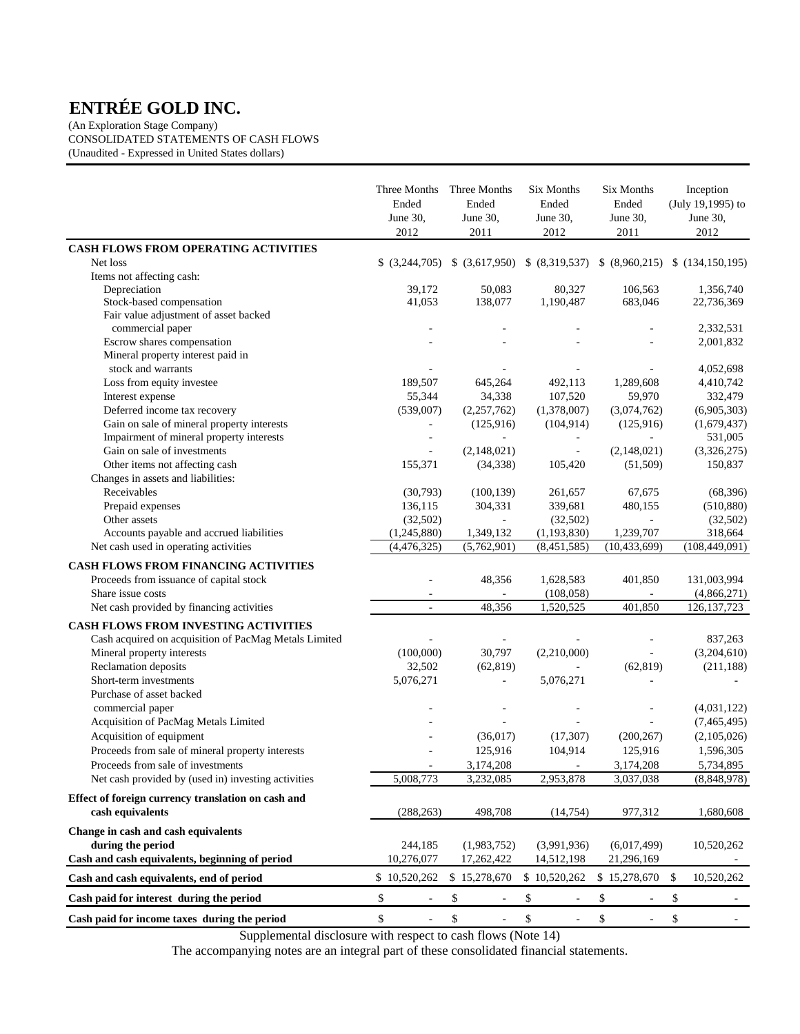# ENTRÉE GOLD INC.

(An Exploration Stage Company)
CONSOLIDATED STATEMENTS OF CASH FLOWS
(Unaudited - Expressed in United States dollars)

| | Three Months Ended June 30, 2012 | Three Months Ended June 30, 2011 | Six Months Ended June 30, 2012 | Six Months Ended June 30, 2011 | Inception (July 19,1995) to June 30, 2012 |
|---|---|---|---|---|---|
| **CASH FLOWS FROM OPERATING ACTIVITIES** | | | | | |
| Net loss | $ (3,244,705) | $ (3,617,950) | $ (8,319,537) | $ (8,960,215) | $ (134,150,195) |
| Items not affecting cash: | | | | | |
| Depreciation | 39,172 | 50,083 | 80,327 | 106,563 | 1,356,740 |
| Stock-based compensation | 41,053 | 138,077 | 1,190,487 | 683,046 | 22,736,369 |
| Fair value adjustment of asset backed commercial paper | - | - | - | - | 2,332,531 |
| Escrow shares compensation | - | - | - | - | 2,001,832 |
| Mineral property interest paid in stock and warrants | - | - | - | - | 4,052,698 |
| Loss from equity investee | 189,507 | 645,264 | 492,113 | 1,289,608 | 4,410,742 |
| Interest expense | 55,344 | 34,338 | 107,520 | 59,970 | 332,479 |
| Deferred income tax recovery | (539,007) | (2,257,762) | (1,378,007) | (3,074,762) | (6,905,303) |
| Gain on sale of mineral property interests | - | (125,916) | (104,914) | (125,916) | (1,679,437) |
| Impairment of mineral property interests | - | - | - | - | 531,005 |
| Gain on sale of investments | - | (2,148,021) | - | (2,148,021) | (3,326,275) |
| Other items not affecting cash | 155,371 | (34,338) | 105,420 | (51,509) | 150,837 |
| Changes in assets and liabilities: | | | | | |
| Receivables | (30,793) | (100,139) | 261,657 | 67,675 | (68,396) |
| Prepaid expenses | 136,115 | 304,331 | 339,681 | 480,155 | (510,880) |
| Other assets | (32,502) | - | (32,502) | - | (32,502) |
| Accounts payable and accrued liabilities | (1,245,880) | 1,349,132 | (1,193,830) | 1,239,707 | 318,664 |
| Net cash used in operating activities | (4,476,325) | (5,762,901) | (8,451,585) | (10,433,699) | (108,449,091) |
| **CASH FLOWS FROM FINANCING ACTIVITIES** | | | | | |
| Proceeds from issuance of capital stock | - | 48,356 | 1,628,583 | 401,850 | 131,003,994 |
| Share issue costs | - | - | (108,058) | - | (4,866,271) |
| Net cash provided by financing activities | - | 48,356 | 1,520,525 | 401,850 | 126,137,723 |
| **CASH FLOWS FROM INVESTING ACTIVITIES** | | | | | |
| Cash acquired on acquisition of PacMag Metals Limited | - | - | - | - | 837,263 |
| Mineral property interests | (100,000) | 30,797 | (2,210,000) | - | (3,204,610) |
| Reclamation deposits | 32,502 | (62,819) | - | (62,819) | (211,188) |
| Short-term investments | 5,076,271 | - | 5,076,271 | - | - |
| Purchase of asset backed commercial paper | - | - | - | - | (4,031,122) |
| Acquisition of PacMag Metals Limited | - | - | - | - | (7,465,495) |
| Acquisition of equipment | - | (36,017) | (17,307) | (200,267) | (2,105,026) |
| Proceeds from sale of mineral property interests | - | 125,916 | 104,914 | 125,916 | 1,596,305 |
| Proceeds from sale of investments | - | 3,174,208 | - | 3,174,208 | 5,734,895 |
| Net cash provided by (used in) investing activities | 5,008,773 | 3,232,085 | 2,953,878 | 3,037,038 | (8,848,978) |
| **Effect of foreign currency translation on cash and cash equivalents** | (288,263) | 498,708 | (14,754) | 977,312 | 1,680,608 |
| **Change in cash and cash equivalents during the period** | 244,185 | (1,983,752) | (3,991,936) | (6,017,499) | 10,520,262 |
| **Cash and cash equivalents, beginning of period** | 10,276,077 | 17,262,422 | 14,512,198 | 21,296,169 | - |
| **Cash and cash equivalents, end of period** | $ 10,520,262 | $ 15,278,670 | $ 10,520,262 | $ 15,278,670 | $ 10,520,262 |
| **Cash paid for interest during the period** | $ - | $ - | $ - | $ - | $ - |
| **Cash paid for income taxes during the period** | $ - | $ - | $ - | $ - | $ - |

Supplemental disclosure with respect to cash flows (Note 14)

The accompanying notes are an integral part of these consolidated financial statements.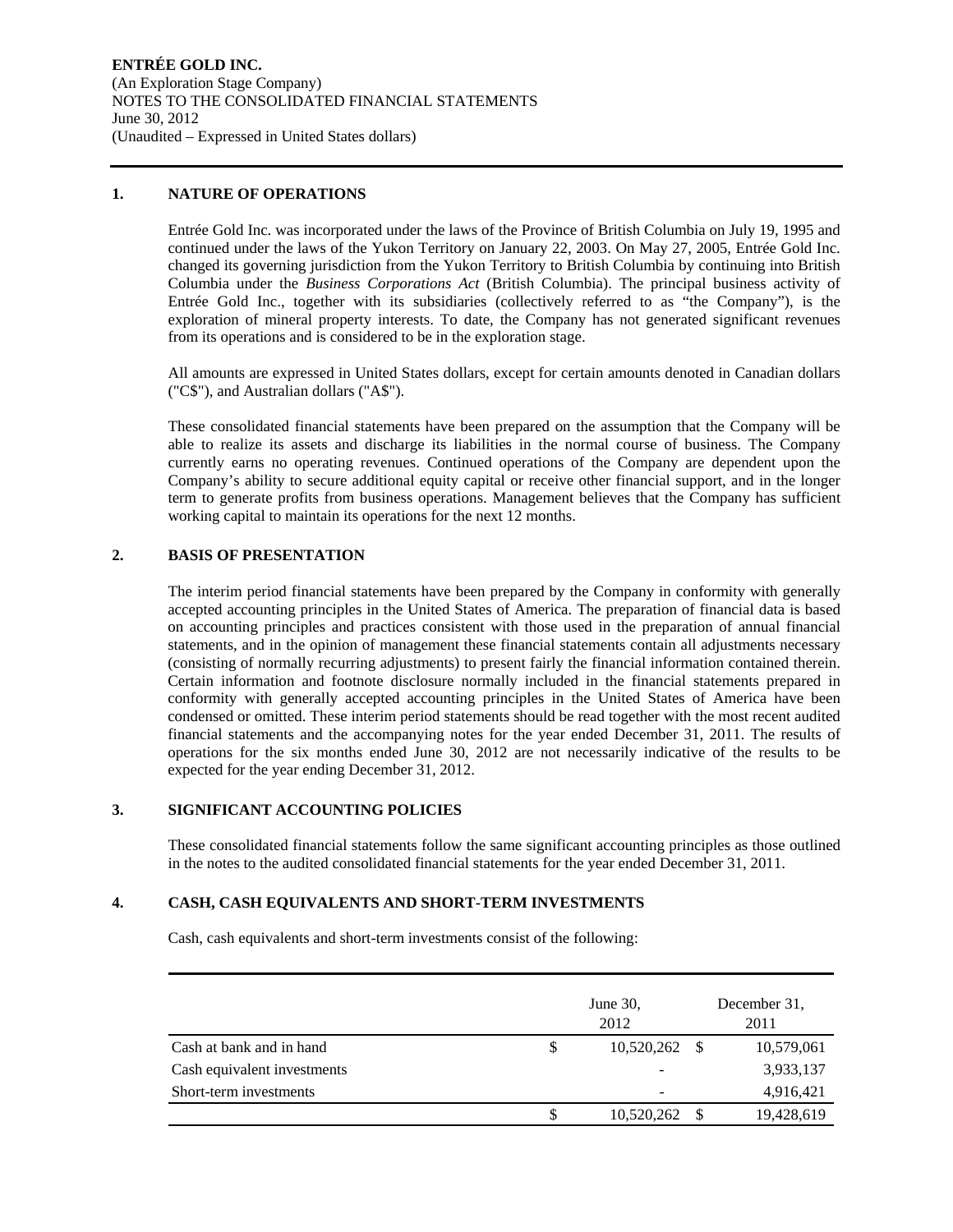**ENTRÉE GOLD INC.**
(An Exploration Stage Company)
NOTES TO THE CONSOLIDATED FINANCIAL STATEMENTS
June 30, 2012
(Unaudited – Expressed in United States dollars)

## 1. NATURE OF OPERATIONS

Entrée Gold Inc. was incorporated under the laws of the Province of British Columbia on July 19, 1995 and continued under the laws of the Yukon Territory on January 22, 2003. On May 27, 2005, Entrée Gold Inc. changed its governing jurisdiction from the Yukon Territory to British Columbia by continuing into British Columbia under the *Business Corporations Act* (British Columbia). The principal business activity of Entrée Gold Inc., together with its subsidiaries (collectively referred to as "the Company"), is the exploration of mineral property interests. To date, the Company has not generated significant revenues from its operations and is considered to be in the exploration stage.

All amounts are expressed in United States dollars, except for certain amounts denoted in Canadian dollars ("C$"), and Australian dollars ("A$").

These consolidated financial statements have been prepared on the assumption that the Company will be able to realize its assets and discharge its liabilities in the normal course of business. The Company currently earns no operating revenues. Continued operations of the Company are dependent upon the Company's ability to secure additional equity capital or receive other financial support, and in the longer term to generate profits from business operations. Management believes that the Company has sufficient working capital to maintain its operations for the next 12 months.

## 2. BASIS OF PRESENTATION

The interim period financial statements have been prepared by the Company in conformity with generally accepted accounting principles in the United States of America. The preparation of financial data is based on accounting principles and practices consistent with those used in the preparation of annual financial statements, and in the opinion of management these financial statements contain all adjustments necessary (consisting of normally recurring adjustments) to present fairly the financial information contained therein. Certain information and footnote disclosure normally included in the financial statements prepared in conformity with generally accepted accounting principles in the United States of America have been condensed or omitted. These interim period statements should be read together with the most recent audited financial statements and the accompanying notes for the year ended December 31, 2011. The results of operations for the six months ended June 30, 2012 are not necessarily indicative of the results to be expected for the year ending December 31, 2012.

## 3. SIGNIFICANT ACCOUNTING POLICIES

These consolidated financial statements follow the same significant accounting principles as those outlined in the notes to the audited consolidated financial statements for the year ended December 31, 2011.

## 4. CASH, CASH EQUIVALENTS AND SHORT-TERM INVESTMENTS

Cash, cash equivalents and short-term investments consist of the following:

| | June 30, 2012 | December 31, 2011 |
|---|---|---|
| Cash at bank and in hand | $ 10,520,262 | $ 10,579,061 |
| Cash equivalent investments | - | 3,933,137 |
| Short-term investments | - | 4,916,421 |
| | $ 10,520,262 | $ 19,428,619 |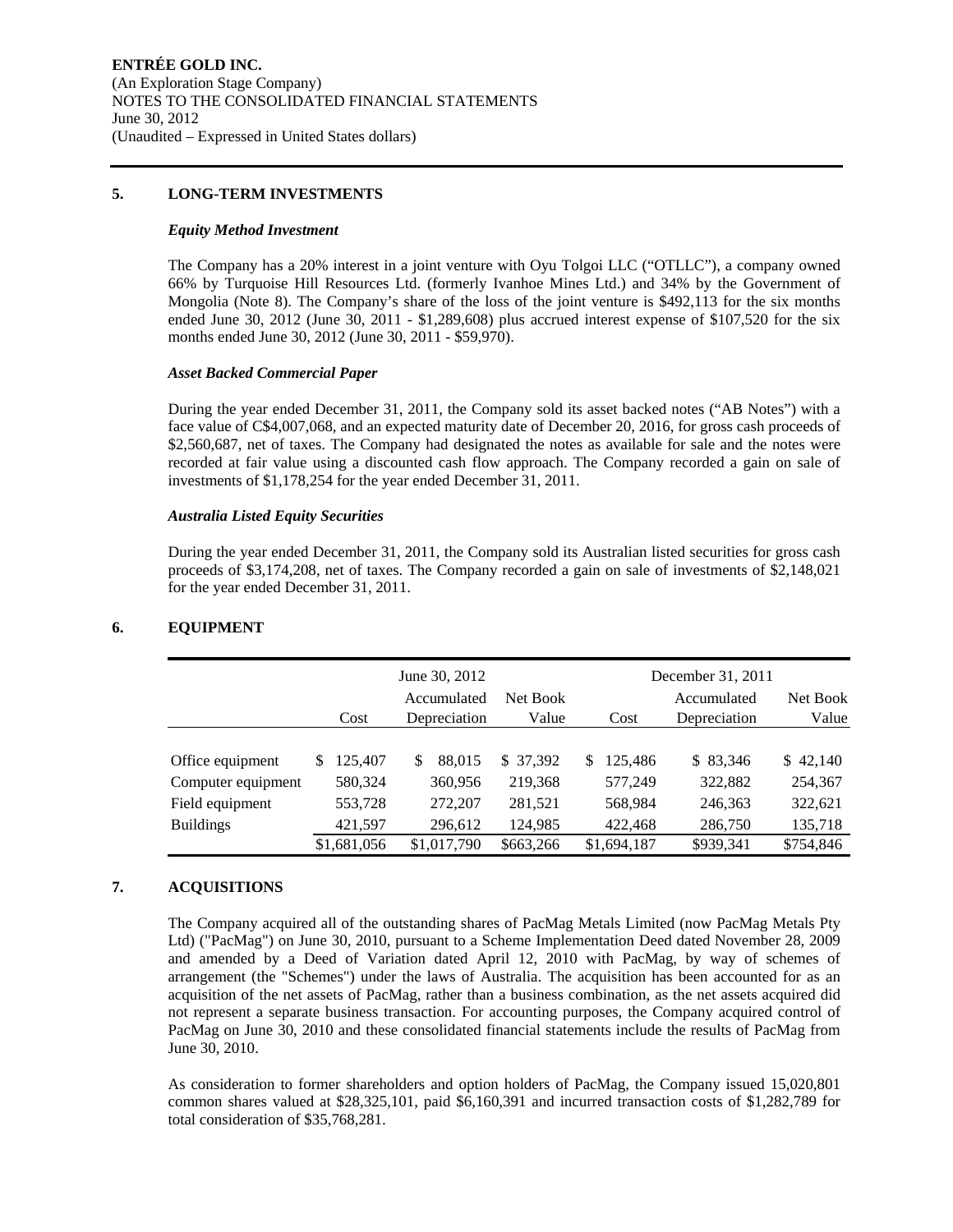**ENTRÉE GOLD INC.**
(An Exploration Stage Company)
NOTES TO THE CONSOLIDATED FINANCIAL STATEMENTS
June 30, 2012
(Unaudited – Expressed in United States dollars)

## 5. LONG-TERM INVESTMENTS

***Equity Method Investment***

The Company has a 20% interest in a joint venture with Oyu Tolgoi LLC ("OTLLC"), a company owned 66% by Turquoise Hill Resources Ltd. (formerly Ivanhoe Mines Ltd.) and 34% by the Government of Mongolia (Note 8). The Company's share of the loss of the joint venture is $492,113 for the six months ended June 30, 2012 (June 30, 2011 - $1,289,608) plus accrued interest expense of $107,520 for the six months ended June 30, 2012 (June 30, 2011 - $59,970).

***Asset Backed Commercial Paper***

During the year ended December 31, 2011, the Company sold its asset backed notes ("AB Notes") with a face value of C$4,007,068, and an expected maturity date of December 20, 2016, for gross cash proceeds of $2,560,687, net of taxes. The Company had designated the notes as available for sale and the notes were recorded at fair value using a discounted cash flow approach. The Company recorded a gain on sale of investments of $1,178,254 for the year ended December 31, 2011.

***Australia Listed Equity Securities***

During the year ended December 31, 2011, the Company sold its Australian listed securities for gross cash proceeds of $3,174,208, net of taxes. The Company recorded a gain on sale of investments of $2,148,021 for the year ended December 31, 2011.

## 6. EQUIPMENT

| | June 30, 2012 | | | December 31, 2011 | | |
|---|---|---|---|---|---|---|
| | Cost | Accumulated Depreciation | Net Book Value | Cost | Accumulated Depreciation | Net Book Value |
| Office equipment | $ 125,407 | $ 88,015 | $ 37,392 | $ 125,486 | $ 83,346 | $ 42,140 |
| Computer equipment | 580,324 | 360,956 | 219,368 | 577,249 | 322,882 | 254,367 |
| Field equipment | 553,728 | 272,207 | 281,521 | 568,984 | 246,363 | 322,621 |
| Buildings | 421,597 | 296,612 | 124,985 | 422,468 | 286,750 | 135,718 |
| | $1,681,056 | $1,017,790 | $663,266 | $1,694,187 | $939,341 | $754,846 |

## 7. ACQUISITIONS

The Company acquired all of the outstanding shares of PacMag Metals Limited (now PacMag Metals Pty Ltd) ("PacMag") on June 30, 2010, pursuant to a Scheme Implementation Deed dated November 28, 2009 and amended by a Deed of Variation dated April 12, 2010 with PacMag, by way of schemes of arrangement (the "Schemes") under the laws of Australia. The acquisition has been accounted for as an acquisition of the net assets of PacMag, rather than a business combination, as the net assets acquired did not represent a separate business transaction. For accounting purposes, the Company acquired control of PacMag on June 30, 2010 and these consolidated financial statements include the results of PacMag from June 30, 2010.

As consideration to former shareholders and option holders of PacMag, the Company issued 15,020,801 common shares valued at $28,325,101, paid $6,160,391 and incurred transaction costs of $1,282,789 for total consideration of $35,768,281.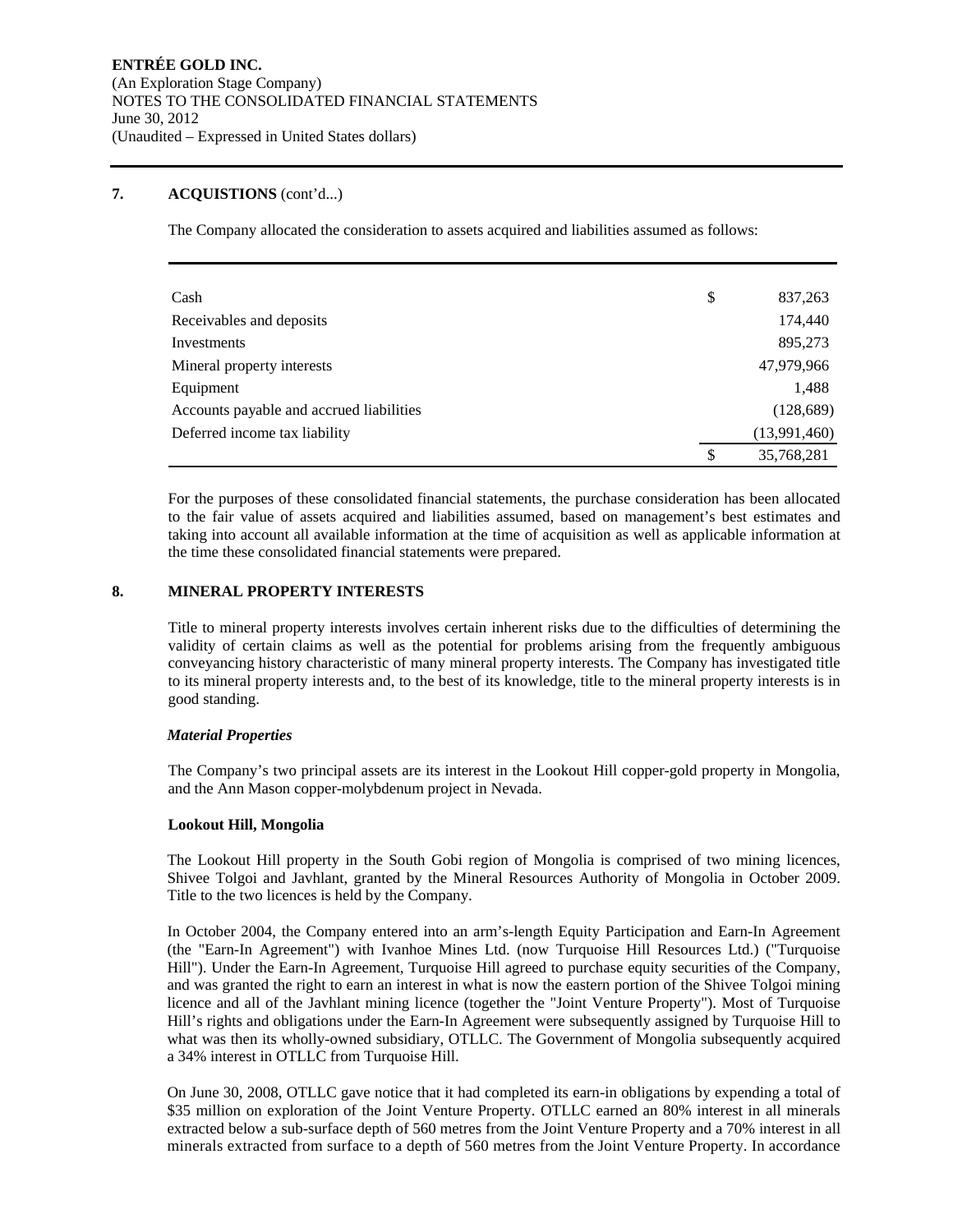## 7. ACQUISTIONS (cont'd...)

The Company allocated the consideration to assets acquired and liabilities assumed as follows:

| | | |
|---|---|---|
| Cash | $ | 837,263 |
| Receivables and deposits | | 174,440 |
| Investments | | 895,273 |
| Mineral property interests | | 47,979,966 |
| Equipment | | 1,488 |
| Accounts payable and accrued liabilities | | (128,689) |
| Deferred income tax liability | | (13,991,460) |
| | $ | 35,768,281 |

For the purposes of these consolidated financial statements, the purchase consideration has been allocated to the fair value of assets acquired and liabilities assumed, based on management's best estimates and taking into account all available information at the time of acquisition as well as applicable information at the time these consolidated financial statements were prepared.

## 8. MINERAL PROPERTY INTERESTS

Title to mineral property interests involves certain inherent risks due to the difficulties of determining the validity of certain claims as well as the potential for problems arising from the frequently ambiguous conveyancing history characteristic of many mineral property interests. The Company has investigated title to its mineral property interests and, to the best of its knowledge, title to the mineral property interests is in good standing.

***Material Properties***

The Company's two principal assets are its interest in the Lookout Hill copper-gold property in Mongolia, and the Ann Mason copper-molybdenum project in Nevada.

**Lookout Hill, Mongolia**

The Lookout Hill property in the South Gobi region of Mongolia is comprised of two mining licences, Shivee Tolgoi and Javhlant, granted by the Mineral Resources Authority of Mongolia in October 2009. Title to the two licences is held by the Company.

In October 2004, the Company entered into an arm's-length Equity Participation and Earn-In Agreement (the "Earn-In Agreement") with Ivanhoe Mines Ltd. (now Turquoise Hill Resources Ltd.) ("Turquoise Hill"). Under the Earn-In Agreement, Turquoise Hill agreed to purchase equity securities of the Company, and was granted the right to earn an interest in what is now the eastern portion of the Shivee Tolgoi mining licence and all of the Javhlant mining licence (together the "Joint Venture Property"). Most of Turquoise Hill's rights and obligations under the Earn-In Agreement were subsequently assigned by Turquoise Hill to what was then its wholly-owned subsidiary, OTLLC. The Government of Mongolia subsequently acquired a 34% interest in OTLLC from Turquoise Hill.

On June 30, 2008, OTLLC gave notice that it had completed its earn-in obligations by expending a total of $35 million on exploration of the Joint Venture Property. OTLLC earned an 80% interest in all minerals extracted below a sub-surface depth of 560 metres from the Joint Venture Property and a 70% interest in all minerals extracted from surface to a depth of 560 metres from the Joint Venture Property. In accordance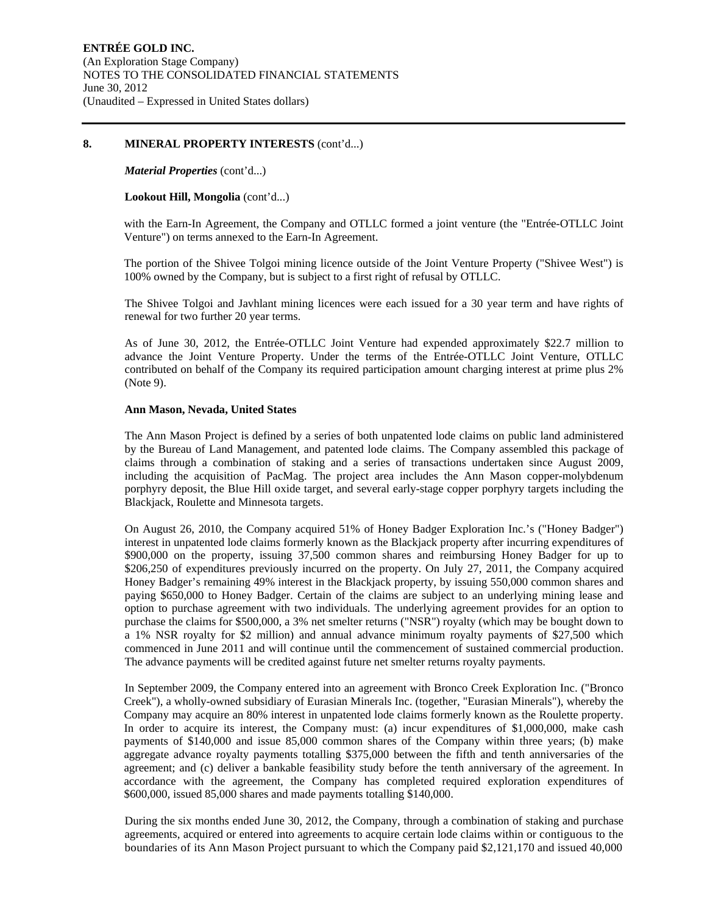## 8. MINERAL PROPERTY INTERESTS (cont'd...)

*Material Properties* (cont'd...)

**Lookout Hill, Mongolia** (cont'd...)

with the Earn-In Agreement, the Company and OTLLC formed a joint venture (the "Entrée-OTLLC Joint Venture") on terms annexed to the Earn-In Agreement.

The portion of the Shivee Tolgoi mining licence outside of the Joint Venture Property ("Shivee West") is 100% owned by the Company, but is subject to a first right of refusal by OTLLC.

The Shivee Tolgoi and Javhlant mining licences were each issued for a 30 year term and have rights of renewal for two further 20 year terms.

As of June 30, 2012, the Entrée-OTLLC Joint Venture had expended approximately $22.7 million to advance the Joint Venture Property. Under the terms of the Entrée-OTLLC Joint Venture, OTLLC contributed on behalf of the Company its required participation amount charging interest at prime plus 2% (Note 9).

**Ann Mason, Nevada, United States**

The Ann Mason Project is defined by a series of both unpatented lode claims on public land administered by the Bureau of Land Management, and patented lode claims. The Company assembled this package of claims through a combination of staking and a series of transactions undertaken since August 2009, including the acquisition of PacMag. The project area includes the Ann Mason copper-molybdenum porphyry deposit, the Blue Hill oxide target, and several early-stage copper porphyry targets including the Blackjack, Roulette and Minnesota targets.

On August 26, 2010, the Company acquired 51% of Honey Badger Exploration Inc.'s ("Honey Badger") interest in unpatented lode claims formerly known as the Blackjack property after incurring expenditures of $900,000 on the property, issuing 37,500 common shares and reimbursing Honey Badger for up to $206,250 of expenditures previously incurred on the property. On July 27, 2011, the Company acquired Honey Badger's remaining 49% interest in the Blackjack property, by issuing 550,000 common shares and paying $650,000 to Honey Badger. Certain of the claims are subject to an underlying mining lease and option to purchase agreement with two individuals. The underlying agreement provides for an option to purchase the claims for $500,000, a 3% net smelter returns ("NSR") royalty (which may be bought down to a 1% NSR royalty for $2 million) and annual advance minimum royalty payments of $27,500 which commenced in June 2011 and will continue until the commencement of sustained commercial production. The advance payments will be credited against future net smelter returns royalty payments.

In September 2009, the Company entered into an agreement with Bronco Creek Exploration Inc. ("Bronco Creek"), a wholly-owned subsidiary of Eurasian Minerals Inc. (together, "Eurasian Minerals"), whereby the Company may acquire an 80% interest in unpatented lode claims formerly known as the Roulette property. In order to acquire its interest, the Company must: (a) incur expenditures of $1,000,000, make cash payments of $140,000 and issue 85,000 common shares of the Company within three years; (b) make aggregate advance royalty payments totalling $375,000 between the fifth and tenth anniversaries of the agreement; and (c) deliver a bankable feasibility study before the tenth anniversary of the agreement. In accordance with the agreement, the Company has completed required exploration expenditures of $600,000, issued 85,000 shares and made payments totalling $140,000.

During the six months ended June 30, 2012, the Company, through a combination of staking and purchase agreements, acquired or entered into agreements to acquire certain lode claims within or contiguous to the boundaries of its Ann Mason Project pursuant to which the Company paid $2,121,170 and issued 40,000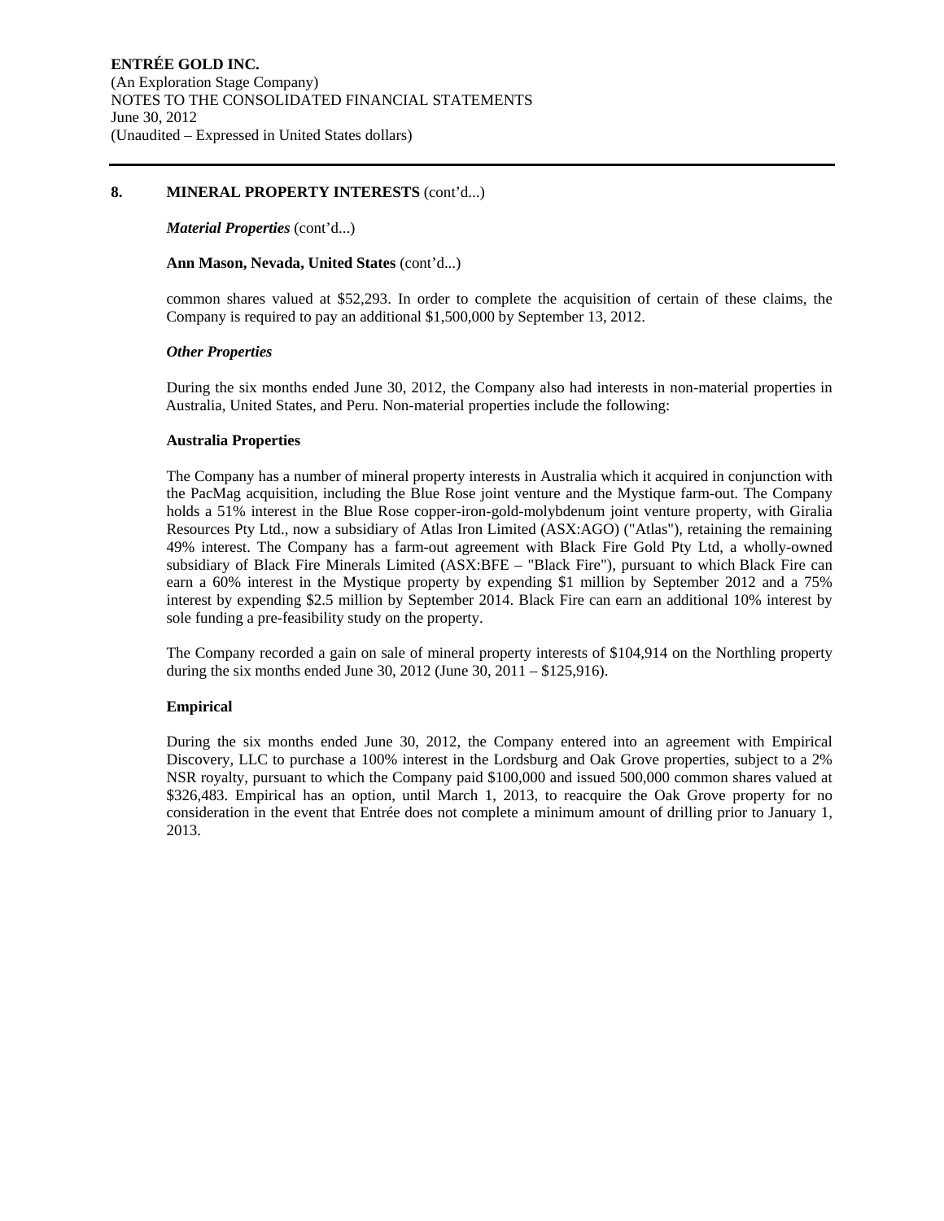## 8. MINERAL PROPERTY INTERESTS (cont'd...)

***Material Properties*** (cont'd...)

**Ann Mason, Nevada, United States** (cont'd...)

common shares valued at $52,293. In order to complete the acquisition of certain of these claims, the Company is required to pay an additional $1,500,000 by September 13, 2012.

***Other Properties***

During the six months ended June 30, 2012, the Company also had interests in non-material properties in Australia, United States, and Peru. Non-material properties include the following:

**Australia Properties**

The Company has a number of mineral property interests in Australia which it acquired in conjunction with the PacMag acquisition, including the Blue Rose joint venture and the Mystique farm-out. The Company holds a 51% interest in the Blue Rose copper-iron-gold-molybdenum joint venture property, with Giralia Resources Pty Ltd., now a subsidiary of Atlas Iron Limited (ASX:AGO) ("Atlas"), retaining the remaining 49% interest. The Company has a farm-out agreement with Black Fire Gold Pty Ltd, a wholly-owned subsidiary of Black Fire Minerals Limited (ASX:BFE – "Black Fire"), pursuant to which Black Fire can earn a 60% interest in the Mystique property by expending $1 million by September 2012 and a 75% interest by expending $2.5 million by September 2014. Black Fire can earn an additional 10% interest by sole funding a pre-feasibility study on the property.

The Company recorded a gain on sale of mineral property interests of $104,914 on the Northling property during the six months ended June 30, 2012 (June 30, 2011 – $125,916).

**Empirical**

During the six months ended June 30, 2012, the Company entered into an agreement with Empirical Discovery, LLC to purchase a 100% interest in the Lordsburg and Oak Grove properties, subject to a 2% NSR royalty, pursuant to which the Company paid $100,000 and issued 500,000 common shares valued at $326,483. Empirical has an option, until March 1, 2013, to reacquire the Oak Grove property for no consideration in the event that Entrée does not complete a minimum amount of drilling prior to January 1, 2013.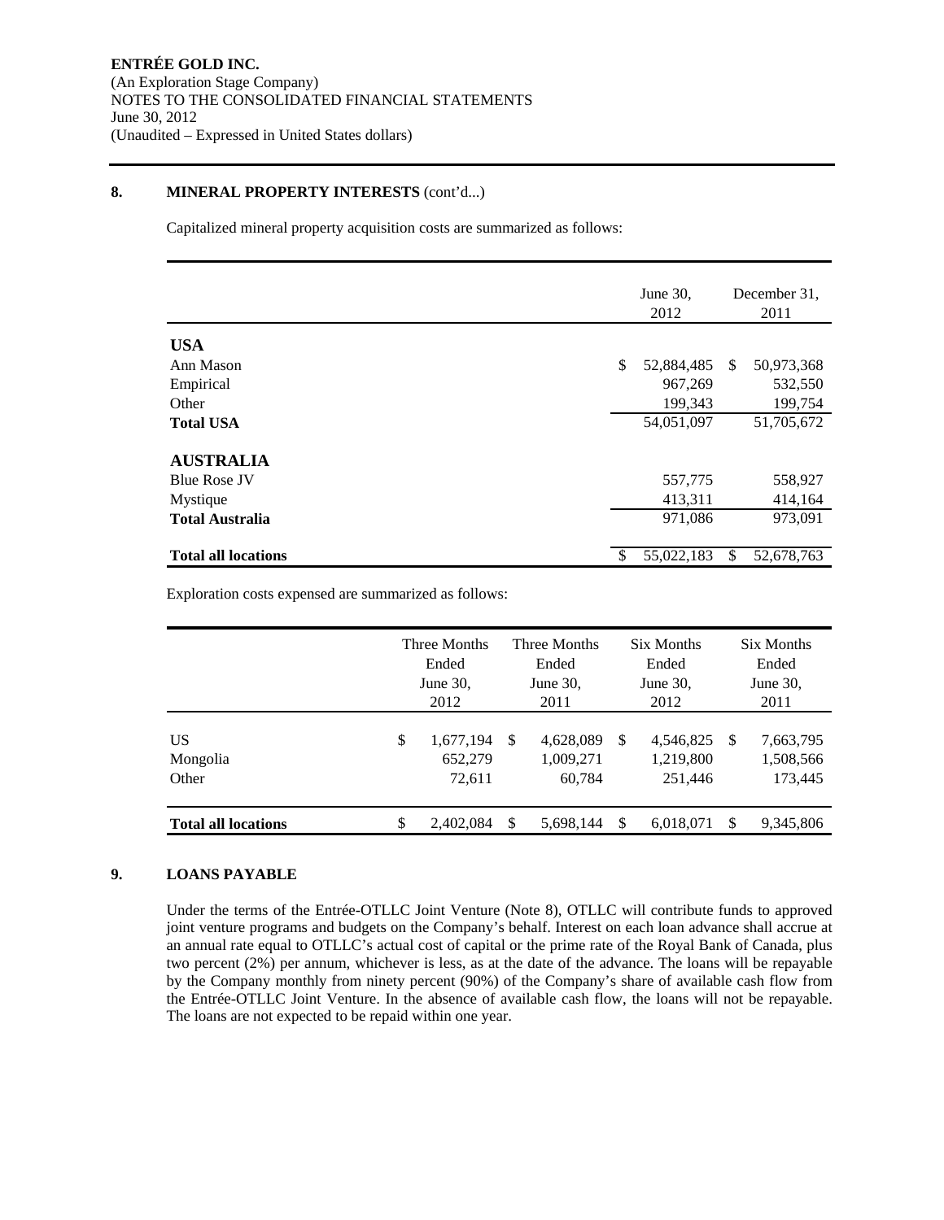## 8. MINERAL PROPERTY INTERESTS (cont'd...)

Capitalized mineral property acquisition costs are summarized as follows:

| | June 30, 2012 | December 31, 2011 |
|---|---|---|
| **USA** | | |
| Ann Mason | $ 52,884,485 | $ 50,973,368 |
| Empirical | 967,269 | 532,550 |
| Other | 199,343 | 199,754 |
| **Total USA** | 54,051,097 | 51,705,672 |
| **AUSTRALIA** | | |
| Blue Rose JV | 557,775 | 558,927 |
| Mystique | 413,311 | 414,164 |
| **Total Australia** | 971,086 | 973,091 |
| **Total all locations** | $ 55,022,183 | $ 52,678,763 |

Exploration costs expensed are summarized as follows:

| | Three Months Ended June 30, 2012 | Three Months Ended June 30, 2011 | Six Months Ended June 30, 2012 | Six Months Ended June 30, 2011 |
|---|---|---|---|---|
| US | $ 1,677,194 | $ 4,628,089 | $ 4,546,825 | $ 7,663,795 |
| Mongolia | 652,279 | 1,009,271 | 1,219,800 | 1,508,566 |
| Other | 72,611 | 60,784 | 251,446 | 173,445 |
| **Total all locations** | $ 2,402,084 | $ 5,698,144 | $ 6,018,071 | $ 9,345,806 |

## 9. LOANS PAYABLE

Under the terms of the Entrée-OTLLC Joint Venture (Note 8), OTLLC will contribute funds to approved joint venture programs and budgets on the Company's behalf. Interest on each loan advance shall accrue at an annual rate equal to OTLLC's actual cost of capital or the prime rate of the Royal Bank of Canada, plus two percent (2%) per annum, whichever is less, as at the date of the advance. The loans will be repayable by the Company monthly from ninety percent (90%) of the Company's share of available cash flow from the Entrée-OTLLC Joint Venture. In the absence of available cash flow, the loans will not be repayable. The loans are not expected to be repaid within one year.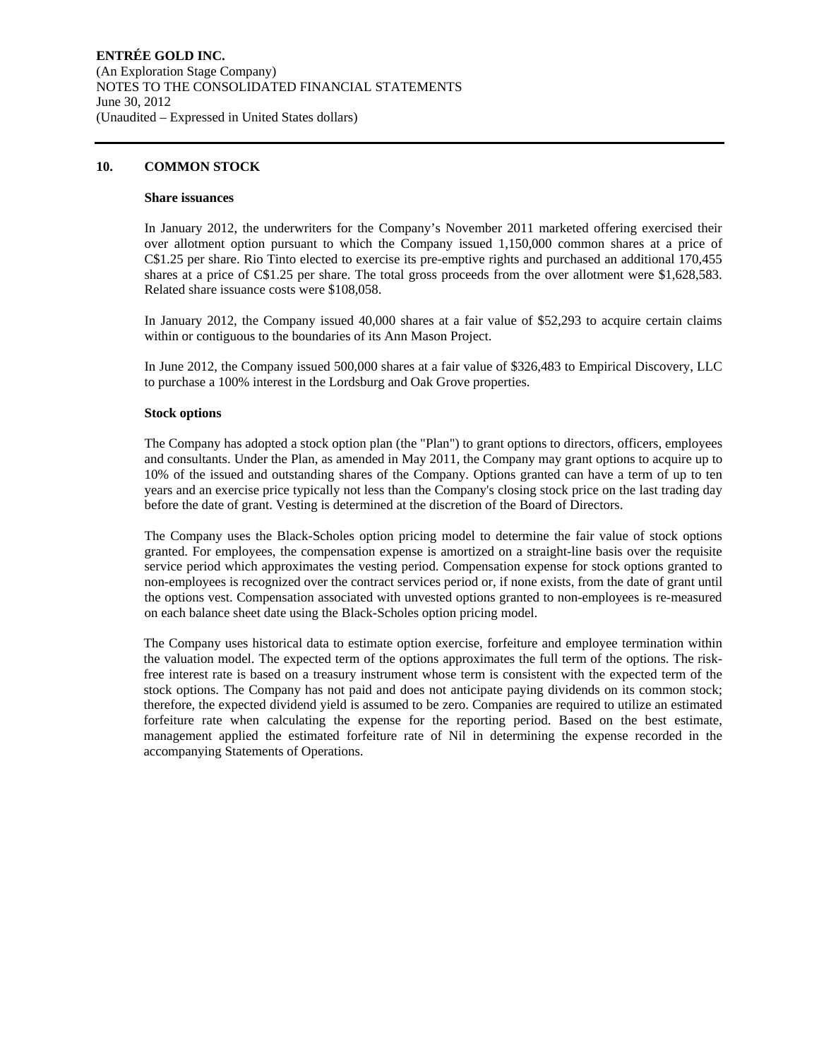## 10. COMMON STOCK

### Share issuances

In January 2012, the underwriters for the Company's November 2011 marketed offering exercised their over allotment option pursuant to which the Company issued 1,150,000 common shares at a price of C$1.25 per share. Rio Tinto elected to exercise its pre-emptive rights and purchased an additional 170,455 shares at a price of C$1.25 per share. The total gross proceeds from the over allotment were $1,628,583. Related share issuance costs were $108,058.

In January 2012, the Company issued 40,000 shares at a fair value of $52,293 to acquire certain claims within or contiguous to the boundaries of its Ann Mason Project.

In June 2012, the Company issued 500,000 shares at a fair value of $326,483 to Empirical Discovery, LLC to purchase a 100% interest in the Lordsburg and Oak Grove properties.

### Stock options

The Company has adopted a stock option plan (the "Plan") to grant options to directors, officers, employees and consultants. Under the Plan, as amended in May 2011, the Company may grant options to acquire up to 10% of the issued and outstanding shares of the Company. Options granted can have a term of up to ten years and an exercise price typically not less than the Company's closing stock price on the last trading day before the date of grant. Vesting is determined at the discretion of the Board of Directors.

The Company uses the Black-Scholes option pricing model to determine the fair value of stock options granted. For employees, the compensation expense is amortized on a straight-line basis over the requisite service period which approximates the vesting period. Compensation expense for stock options granted to non-employees is recognized over the contract services period or, if none exists, from the date of grant until the options vest. Compensation associated with unvested options granted to non-employees is re-measured on each balance sheet date using the Black-Scholes option pricing model.

The Company uses historical data to estimate option exercise, forfeiture and employee termination within the valuation model. The expected term of the options approximates the full term of the options. The risk-free interest rate is based on a treasury instrument whose term is consistent with the expected term of the stock options. The Company has not paid and does not anticipate paying dividends on its common stock; therefore, the expected dividend yield is assumed to be zero. Companies are required to utilize an estimated forfeiture rate when calculating the expense for the reporting period. Based on the best estimate, management applied the estimated forfeiture rate of Nil in determining the expense recorded in the accompanying Statements of Operations.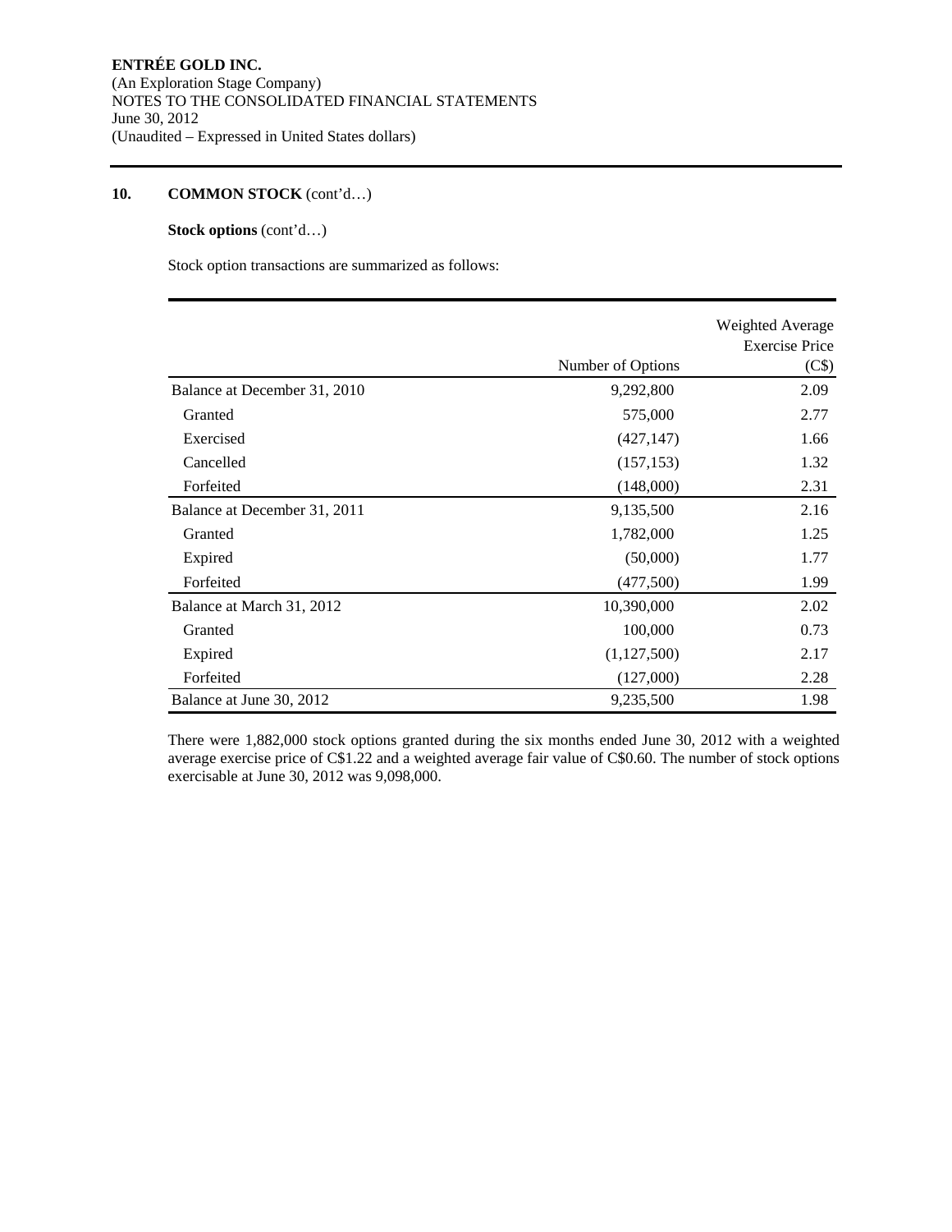**ENTRÉE GOLD INC.**
(An Exploration Stage Company)
NOTES TO THE CONSOLIDATED FINANCIAL STATEMENTS
June 30, 2012
(Unaudited – Expressed in United States dollars)

## 10. COMMON STOCK (cont'd…)

**Stock options** (cont'd…)

Stock option transactions are summarized as follows:

| | Number of Options | Weighted Average Exercise Price (C$) |
|---|---|---|
| Balance at December 31, 2010 | 9,292,800 | 2.09 |
| Granted | 575,000 | 2.77 |
| Exercised | (427,147) | 1.66 |
| Cancelled | (157,153) | 1.32 |
| Forfeited | (148,000) | 2.31 |
| Balance at December 31, 2011 | 9,135,500 | 2.16 |
| Granted | 1,782,000 | 1.25 |
| Expired | (50,000) | 1.77 |
| Forfeited | (477,500) | 1.99 |
| Balance at March 31, 2012 | 10,390,000 | 2.02 |
| Granted | 100,000 | 0.73 |
| Expired | (1,127,500) | 2.17 |
| Forfeited | (127,000) | 2.28 |
| Balance at June 30, 2012 | 9,235,500 | 1.98 |

There were 1,882,000 stock options granted during the six months ended June 30, 2012 with a weighted average exercise price of C$1.22 and a weighted average fair value of C$0.60. The number of stock options exercisable at June 30, 2012 was 9,098,000.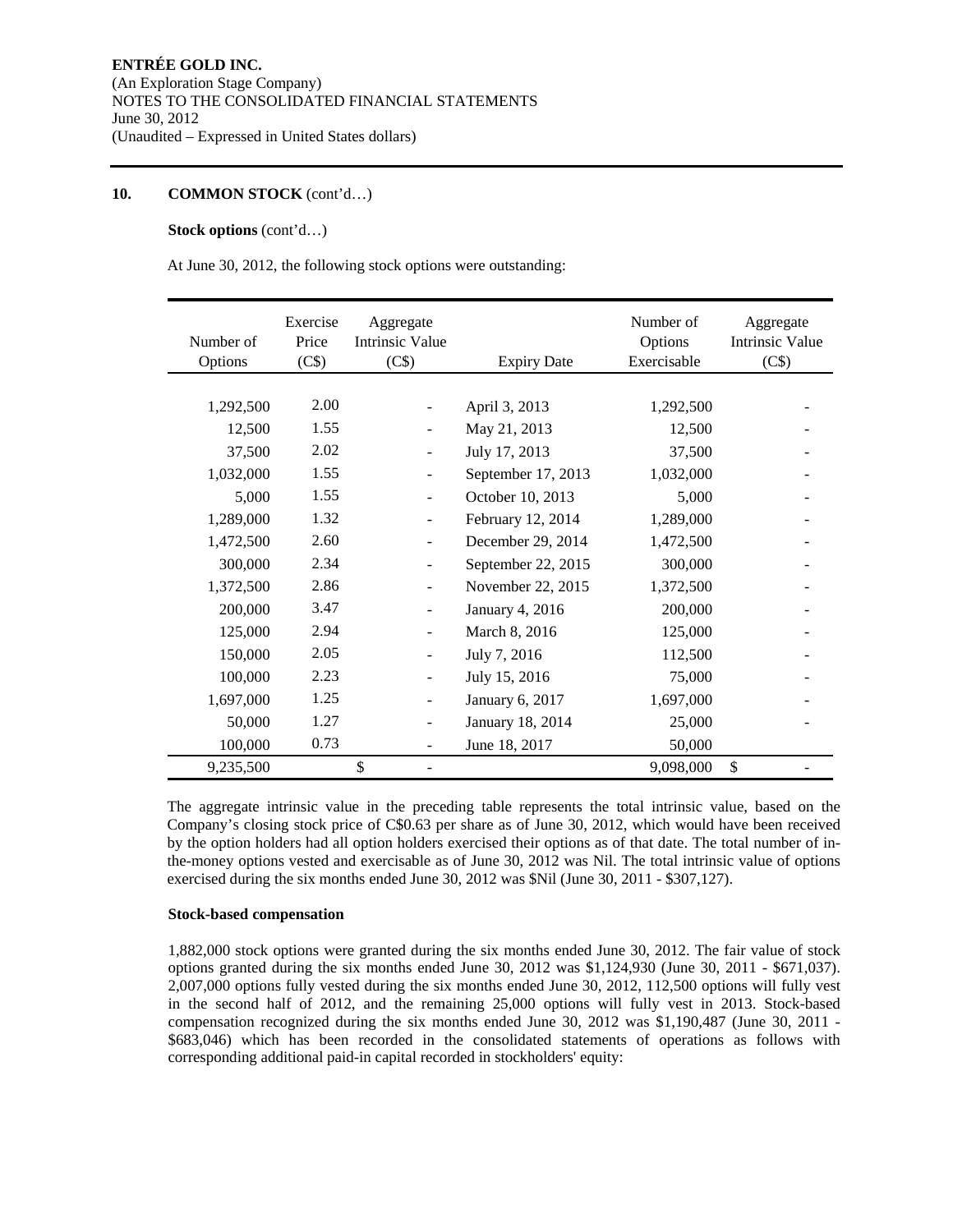**ENTRÉE GOLD INC.**
(An Exploration Stage Company)
NOTES TO THE CONSOLIDATED FINANCIAL STATEMENTS
June 30, 2012
(Unaudited – Expressed in United States dollars)

## 10. COMMON STOCK (cont'd…)

**Stock options** (cont'd…)

At June 30, 2012, the following stock options were outstanding:

| Number of Options | Exercise Price (C$) | Aggregate Intrinsic Value (C$) | Expiry Date | Number of Options Exercisable | Aggregate Intrinsic Value (C$) |
|---|---|---|---|---|---|
| 1,292,500 | 2.00 | - | April 3, 2013 | 1,292,500 | - |
| 12,500 | 1.55 | - | May 21, 2013 | 12,500 | - |
| 37,500 | 2.02 | - | July 17, 2013 | 37,500 | - |
| 1,032,000 | 1.55 | - | September 17, 2013 | 1,032,000 | - |
| 5,000 | 1.55 | - | October 10, 2013 | 5,000 | - |
| 1,289,000 | 1.32 | - | February 12, 2014 | 1,289,000 | - |
| 1,472,500 | 2.60 | - | December 29, 2014 | 1,472,500 | - |
| 300,000 | 2.34 | - | September 22, 2015 | 300,000 | - |
| 1,372,500 | 2.86 | - | November 22, 2015 | 1,372,500 | - |
| 200,000 | 3.47 | - | January 4, 2016 | 200,000 | - |
| 125,000 | 2.94 | - | March 8, 2016 | 125,000 | - |
| 150,000 | 2.05 | - | July 7, 2016 | 112,500 | - |
| 100,000 | 2.23 | - | July 15, 2016 | 75,000 | - |
| 1,697,000 | 1.25 | - | January 6, 2017 | 1,697,000 | - |
| 50,000 | 1.27 | - | January 18, 2014 | 25,000 | - |
| 100,000 | 0.73 | - | June 18, 2017 | 50,000 | |
| 9,235,500 | | $ - | | 9,098,000 | $ - |

The aggregate intrinsic value in the preceding table represents the total intrinsic value, based on the Company's closing stock price of C$0.63 per share as of June 30, 2012, which would have been received by the option holders had all option holders exercised their options as of that date. The total number of in-the-money options vested and exercisable as of June 30, 2012 was Nil. The total intrinsic value of options exercised during the six months ended June 30, 2012 was $Nil (June 30, 2011 - $307,127).

**Stock-based compensation**

1,882,000 stock options were granted during the six months ended June 30, 2012. The fair value of stock options granted during the six months ended June 30, 2012 was $1,124,930 (June 30, 2011 - $671,037). 2,007,000 options fully vested during the six months ended June 30, 2012, 112,500 options will fully vest in the second half of 2012, and the remaining 25,000 options will fully vest in 2013. Stock-based compensation recognized during the six months ended June 30, 2012 was $1,190,487 (June 30, 2011 - $683,046) which has been recorded in the consolidated statements of operations as follows with corresponding additional paid-in capital recorded in stockholders' equity: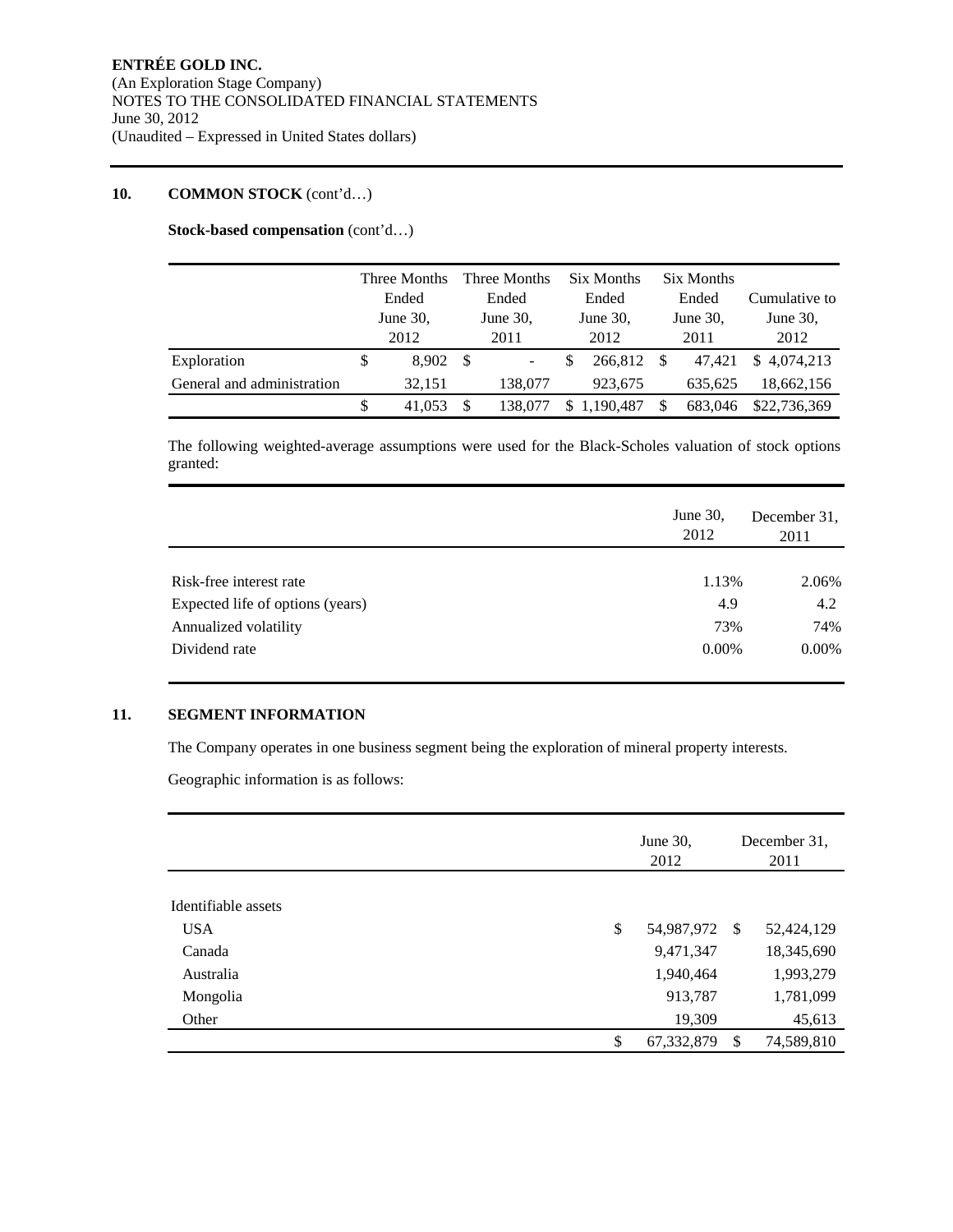## 10. COMMON STOCK (cont'd…)

**Stock-based compensation** (cont'd…)

| | Three Months Ended June 30, 2012 | Three Months Ended June 30, 2011 | Six Months Ended June 30, 2012 | Six Months Ended June 30, 2011 | Cumulative to June 30, 2012 |
|---|---|---|---|---|---|
| Exploration | $ 8,902 | $ - | $ 266,812 | $ 47,421 | $ 4,074,213 |
| General and administration | 32,151 | 138,077 | 923,675 | 635,625 | 18,662,156 |
| | $ 41,053 | $ 138,077 | $ 1,190,487 | $ 683,046 | $22,736,369 |

The following weighted-average assumptions were used for the Black-Scholes valuation of stock options granted:

| | June 30, 2012 | December 31, 2011 |
|---|---|---|
| Risk-free interest rate | 1.13% | 2.06% |
| Expected life of options (years) | 4.9 | 4.2 |
| Annualized volatility | 73% | 74% |
| Dividend rate | 0.00% | 0.00% |

## 11. SEGMENT INFORMATION

The Company operates in one business segment being the exploration of mineral property interests.

Geographic information is as follows:

| | June 30, 2012 | December 31, 2011 |
|---|---|---|
| Identifiable assets | | |
| USA | $ 54,987,972 | $ 52,424,129 |
| Canada | 9,471,347 | 18,345,690 |
| Australia | 1,940,464 | 1,993,279 |
| Mongolia | 913,787 | 1,781,099 |
| Other | 19,309 | 45,613 |
| | $ 67,332,879 | $ 74,589,810 |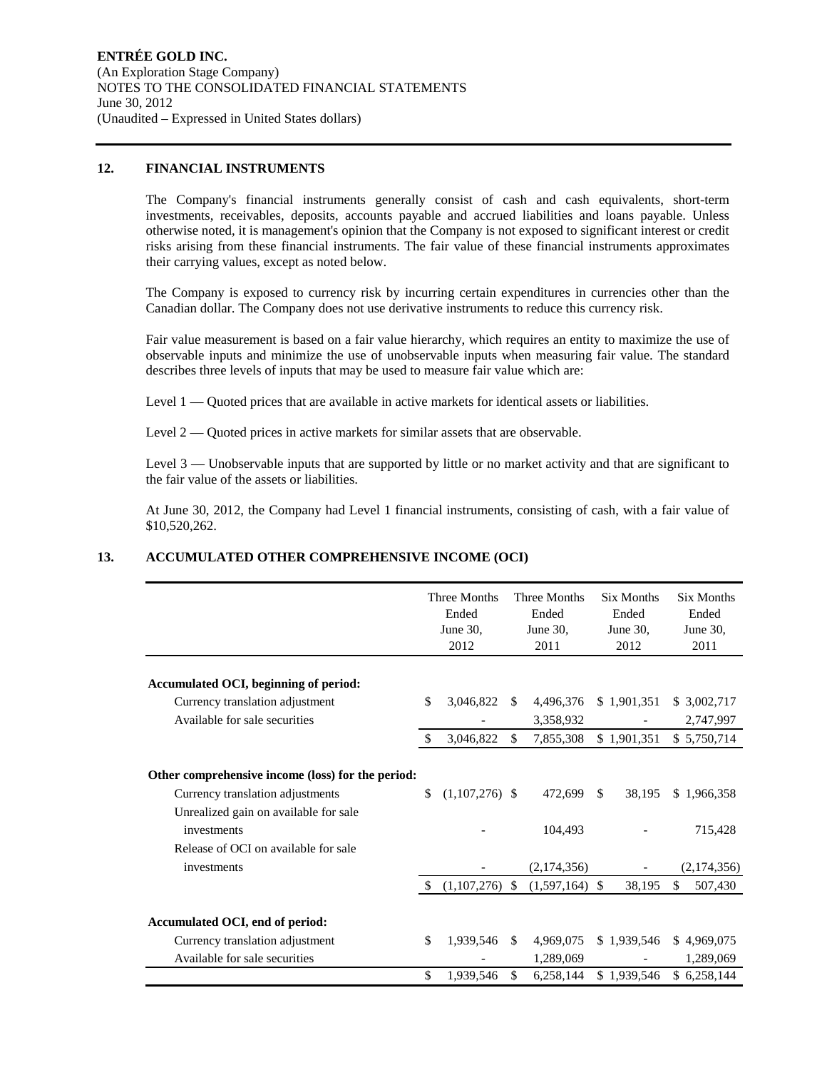**ENTRÉE GOLD INC.**
(An Exploration Stage Company)
NOTES TO THE CONSOLIDATED FINANCIAL STATEMENTS
June 30, 2012
(Unaudited – Expressed in United States dollars)

## 12. FINANCIAL INSTRUMENTS

The Company's financial instruments generally consist of cash and cash equivalents, short-term investments, receivables, deposits, accounts payable and accrued liabilities and loans payable. Unless otherwise noted, it is management's opinion that the Company is not exposed to significant interest or credit risks arising from these financial instruments. The fair value of these financial instruments approximates their carrying values, except as noted below.

The Company is exposed to currency risk by incurring certain expenditures in currencies other than the Canadian dollar. The Company does not use derivative instruments to reduce this currency risk.

Fair value measurement is based on a fair value hierarchy, which requires an entity to maximize the use of observable inputs and minimize the use of unobservable inputs when measuring fair value. The standard describes three levels of inputs that may be used to measure fair value which are:

Level 1 — Quoted prices that are available in active markets for identical assets or liabilities.

Level 2 — Quoted prices in active markets for similar assets that are observable.

Level 3 — Unobservable inputs that are supported by little or no market activity and that are significant to the fair value of the assets or liabilities.

At June 30, 2012, the Company had Level 1 financial instruments, consisting of cash, with a fair value of $10,520,262.

## 13. ACCUMULATED OTHER COMPREHENSIVE INCOME (OCI)

| | Three Months Ended June 30, 2012 | Three Months Ended June 30, 2011 | Six Months Ended June 30, 2012 | Six Months Ended June 30, 2011 |
|---|---|---|---|---|
| **Accumulated OCI, beginning of period:** | | | | |
| Currency translation adjustment | $ 3,046,822 | $ 4,496,376 | $ 1,901,351 | $ 3,002,717 |
| Available for sale securities | - | 3,358,932 | - | 2,747,997 |
| | $ 3,046,822 | $ 7,855,308 | $ 1,901,351 | $ 5,750,714 |
| **Other comprehensive income (loss) for the period:** | | | | |
| Currency translation adjustments | $ (1,107,276) | $ 472,699 | $ 38,195 | $ 1,966,358 |
| Unrealized gain on available for sale investments | - | 104,493 | - | 715,428 |
| Release of OCI on available for sale investments | - | (2,174,356) | - | (2,174,356) |
| | $ (1,107,276) | $ (1,597,164) | $ 38,195 | $ 507,430 |
| **Accumulated OCI, end of period:** | | | | |
| Currency translation adjustment | $ 1,939,546 | $ 4,969,075 | $ 1,939,546 | $ 4,969,075 |
| Available for sale securities | - | 1,289,069 | - | 1,289,069 |
| | $ 1,939,546 | $ 6,258,144 | $ 1,939,546 | $ 6,258,144 |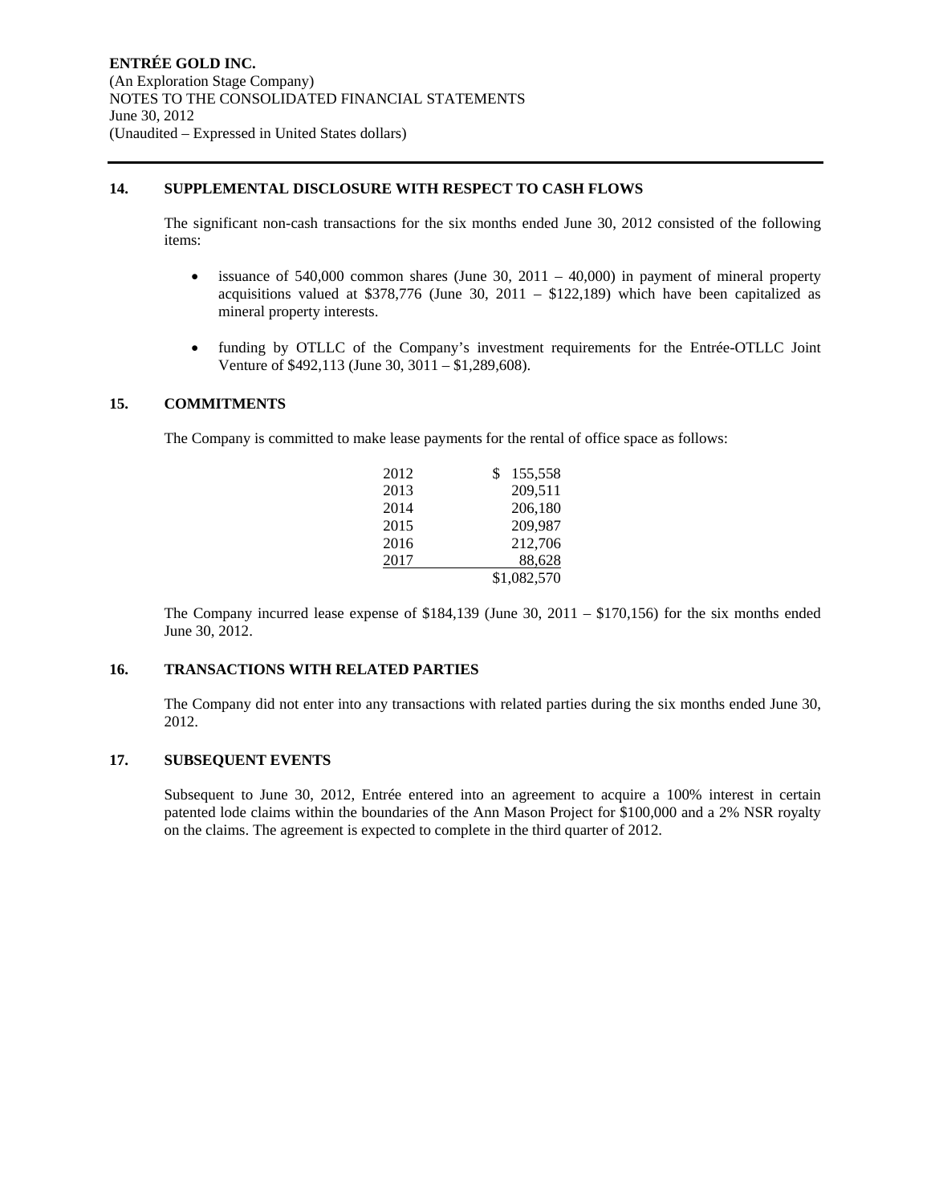## 14. SUPPLEMENTAL DISCLOSURE WITH RESPECT TO CASH FLOWS

The significant non-cash transactions for the six months ended June 30, 2012 consisted of the following items:

- issuance of 540,000 common shares (June 30, 2011 – 40,000) in payment of mineral property acquisitions valued at $378,776 (June 30, 2011 – $122,189) which have been capitalized as mineral property interests.
- funding by OTLLC of the Company's investment requirements for the Entrée-OTLLC Joint Venture of $492,113 (June 30, 3011 – $1,289,608).

## 15. COMMITMENTS

The Company is committed to make lease payments for the rental of office space as follows:

| | |
|---|---|
| 2012 | $ 155,558 |
| 2013 | 209,511 |
| 2014 | 206,180 |
| 2015 | 209,987 |
| 2016 | 212,706 |
| 2017 | 88,628 |
| | $1,082,570 |

The Company incurred lease expense of $184,139 (June 30, 2011 – $170,156) for the six months ended June 30, 2012.

## 16. TRANSACTIONS WITH RELATED PARTIES

The Company did not enter into any transactions with related parties during the six months ended June 30, 2012.

## 17. SUBSEQUENT EVENTS

Subsequent to June 30, 2012, Entrée entered into an agreement to acquire a 100% interest in certain patented lode claims within the boundaries of the Ann Mason Project for $100,000 and a 2% NSR royalty on the claims. The agreement is expected to complete in the third quarter of 2012.